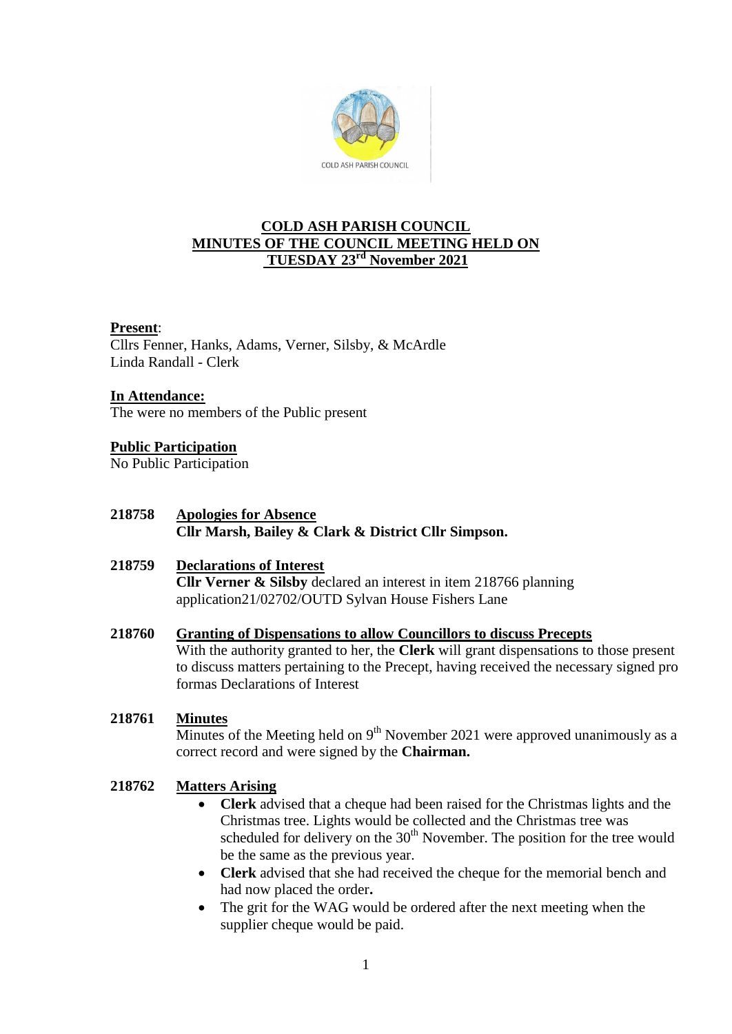# COLD ASH PARISH COUNCIL
## MINUTES OF THE COUNCIL MEETING HELD ON TUESDAY 23rd November 2021

**Present**:
Cllrs Fenner, Hanks, Adams, Verner, Silsby, & McArdle
Linda Randall - Clerk

**In Attendance:**
The were no members of the Public present

**Public Participation**
No Public Participation

**218758 Apologies for Absence**
**Cllr Marsh, Bailey & Clark & District Cllr Simpson.**

**218759 Declarations of Interest**
**Cllr Verner & Silsby** declared an interest in item 218766 planning application21/02702/OUTD Sylvan House Fishers Lane

**218760 Granting of Dispensations to allow Councillors to discuss Precepts**
With the authority granted to her, the **Clerk** will grant dispensations to those present to discuss matters pertaining to the Precept, having received the necessary signed pro formas Declarations of Interest

**218761 Minutes**
Minutes of the Meeting held on 9th November 2021 were approved unanimously as a correct record and were signed by the **Chairman.**

**218762 Matters Arising**

- **Clerk** advised that a cheque had been raised for the Christmas lights and the Christmas tree. Lights would be collected and the Christmas tree was scheduled for delivery on the 30th November. The position for the tree would be the same as the previous year.
- **Clerk** advised that she had received the cheque for the memorial bench and had now placed the order**.**
- The grit for the WAG would be ordered after the next meeting when the supplier cheque would be paid.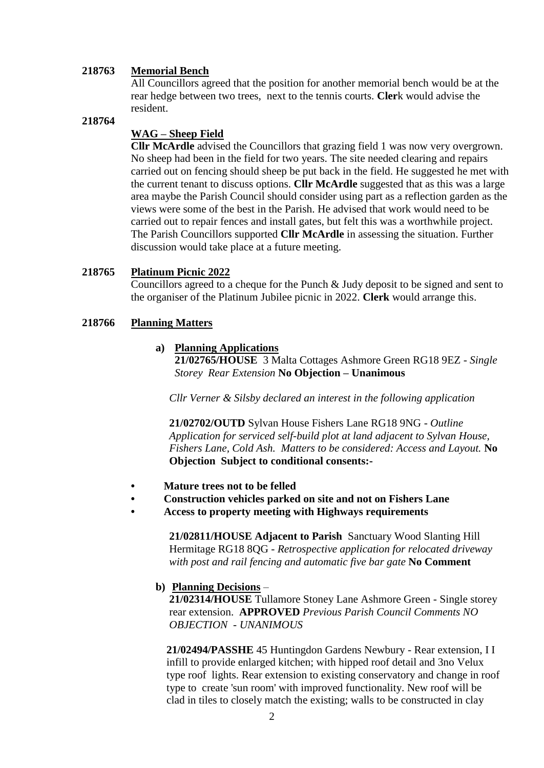**218763 Memorial Bench**

All Councillors agreed that the position for another memorial bench would be at the rear hedge between two trees, next to the tennis courts. **Clerk** would advise the resident.

**218764**

**WAG – Sheep Field**

**Cllr McArdle** advised the Councillors that grazing field 1 was now very overgrown. No sheep had been in the field for two years. The site needed clearing and repairs carried out on fencing should sheep be put back in the field. He suggested he met with the current tenant to discuss options. **Cllr McArdle** suggested that as this was a large area maybe the Parish Council should consider using part as a reflection garden as the views were some of the best in the Parish. He advised that work would need to be carried out to repair fences and install gates, but felt this was a worthwhile project. The Parish Councillors supported **Cllr McArdle** in assessing the situation. Further discussion would take place at a future meeting.

**218765 Platinum Picnic 2022**

Councillors agreed to a cheque for the Punch & Judy deposit to be signed and sent to the organiser of the Platinum Jubilee picnic in 2022. **Clerk** would arrange this.

**218766 Planning Matters**

**a) Planning Applications**

**21/02765/HOUSE** 3 Malta Cottages Ashmore Green RG18 9EZ - *Single Storey Rear Extension* **No Objection – Unanimous**

*Cllr Verner & Silsby declared an interest in the following application*

**21/02702/OUTD** Sylvan House Fishers Lane RG18 9NG - *Outline Application for serviced self-build plot at land adjacent to Sylvan House, Fishers Lane, Cold Ash. Matters to be considered: Access and Layout.* **No Objection Subject to conditional consents:-**

- **Mature trees not to be felled**
- **Construction vehicles parked on site and not on Fishers Lane**
- **Access to property meeting with Highways requirements**

**21/02811/HOUSE Adjacent to Parish** Sanctuary Wood Slanting Hill Hermitage RG18 8QG - *Retrospective application for relocated driveway with post and rail fencing and automatic five bar gate* **No Comment**

**b) Planning Decisions** –

**21/02314/HOUSE** Tullamore Stoney Lane Ashmore Green - Single storey rear extension. **APPROVED** *Previous Parish Council Comments NO OBJECTION - UNANIMOUS*

**21/02494/PASSHE** 45 Huntingdon Gardens Newbury - Rear extension, I I infill to provide enlarged kitchen; with hipped roof detail and 3no Velux type roof lights. Rear extension to existing conservatory and change in roof type to create 'sun room' with improved functionality. New roof will be clad in tiles to closely match the existing; walls to be constructed in clay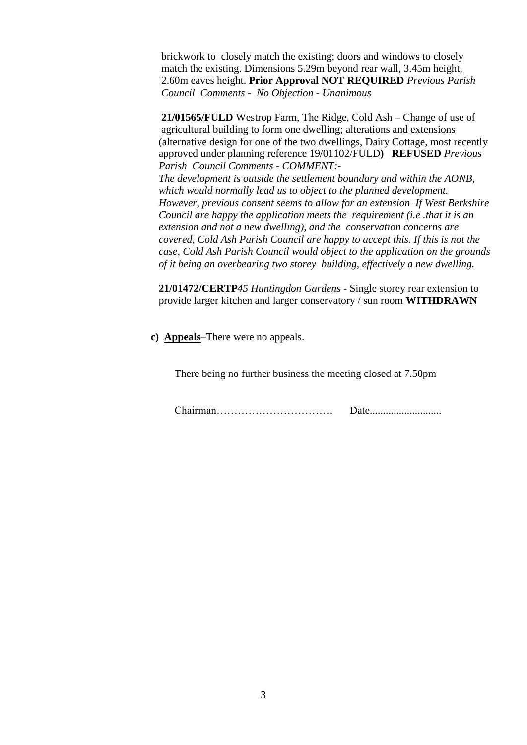brickwork to closely match the existing; doors and windows to closely match the existing. Dimensions 5.29m beyond rear wall, 3.45m height, 2.60m eaves height. **Prior Approval NOT REQUIRED** *Previous Parish Council Comments - No Objection - Unanimous*

**21/01565/FULD** Westrop Farm, The Ridge, Cold Ash – Change of use of agricultural building to form one dwelling; alterations and extensions (alternative design for one of the two dwellings, Dairy Cottage, most recently approved under planning reference 19/01102/FULD**) REFUSED** *Previous Parish Council Comments - COMMENT:-*
*The development is outside the settlement boundary and within the AONB, which would normally lead us to object to the planned development. However, previous consent seems to allow for an extension If West Berkshire Council are happy the application meets the requirement (i.e .that it is an extension and not a new dwelling), and the conservation concerns are covered, Cold Ash Parish Council are happy to accept this. If this is not the case, Cold Ash Parish Council would object to the application on the grounds of it being an overbearing two storey building, effectively a new dwelling.*

**21/01472/CERTP***45 Huntingdon Gardens* - Single storey rear extension to provide larger kitchen and larger conservatory / sun room **WITHDRAWN**

**c) Appeals**–There were no appeals.

There being no further business the meeting closed at 7.50pm

Chairman…………………………… Date...........................